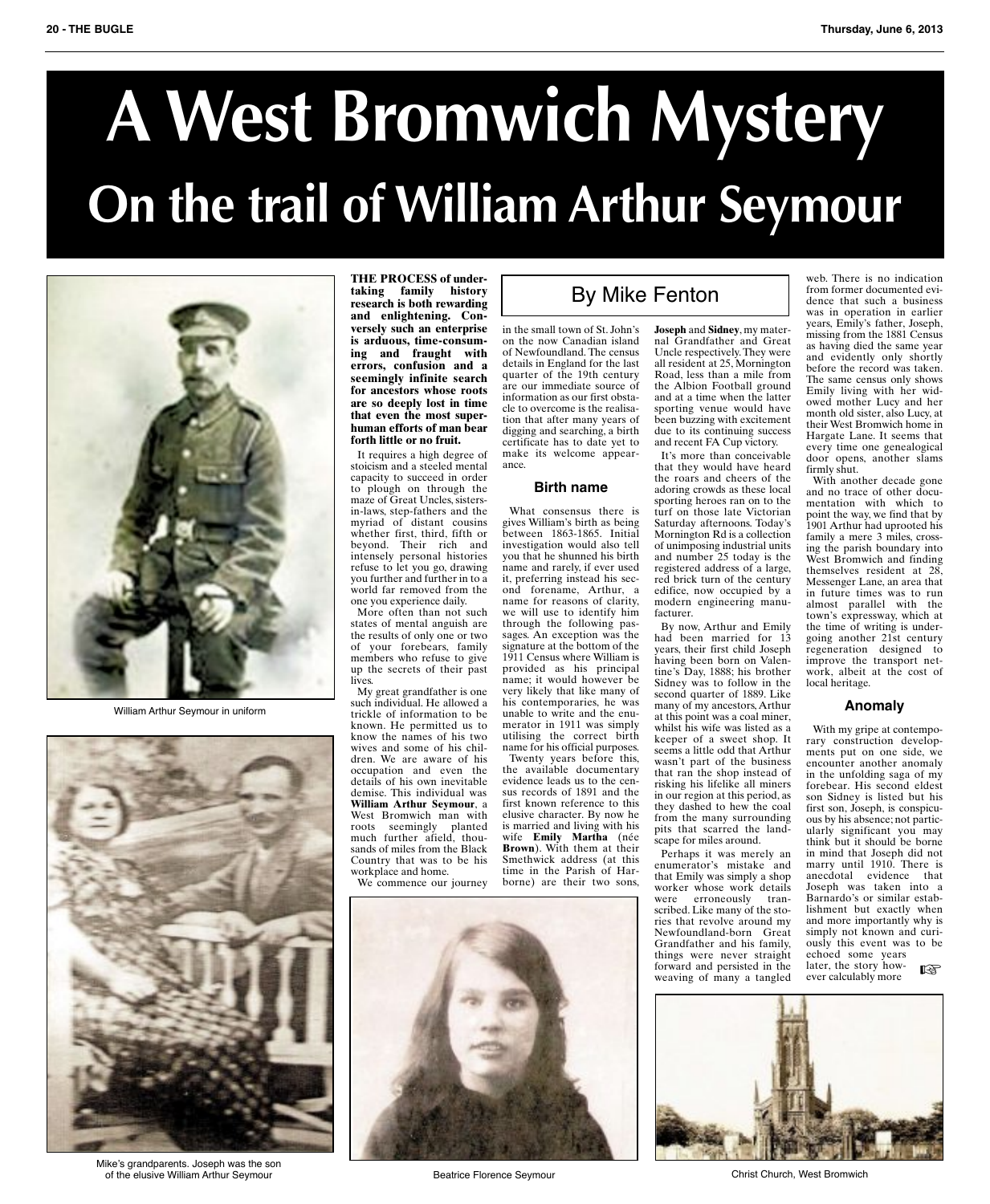# A West Bromwich Mystery

## On the trail of William Arthur Seymour

William Arthur Seymour in uniform

Mike's grandparents. Joseph was the son of the elusive William Arthur Seymour

**THE PROCESS of undertaking family history research is both rewarding and enlightening. Conversely such an enterprise is arduous, time-consuming and fraught with errors, confusion and a seemingly infinite search for ancestors whose roots are so deeply lost in time that even the most superhuman efforts of man bear forth little or no fruit.**

By Mike Fenton

It requires a high degree of stoicism and a steeled mental capacity to succeed in order to plough on through the maze of Great Uncles, sisters-in-laws, step-fathers and the myriad of distant cousins whether first, third, fifth or beyond. Their rich and intensely personal histories refuse to let you go, drawing you further and further in to a world far removed from the one you experience daily.

More often than not such states of mental anguish are the results of only one or two of your forebears, family members who refuse to give up the secrets of their past lives.

My great grandfather is one such individual. He allowed a trickle of information to be known. He permitted us to know the names of his two wives and some of his children. We are aware of his occupation and even the details of his own inevitable demise. This individual was **William Arthur Seymour**, a West Bromwich man with roots seemingly planted much further afield, thousands of miles from the Black Country that was to be his workplace and home.

We commence our journey in the small town of St. John's on the now Canadian island of Newfoundland. The census details in England for the last quarter of the 19th century are our immediate source of information as our first obstacle to overcome is the realisation that after many years of digging and searching, a birth certificate has to date yet to make its welcome appearance.

### Birth name

What consensus there is gives William's birth as being between 1863-1865. Initial investigation would also tell you that he shunned his birth name and rarely, if ever used it, preferring instead his second forename, Arthur, a name for reasons of clarity, we will use to identify him through the following passages. An exception was the signature at the bottom of the 1911 Census where William is provided as his principal name; it would however be very likely that like many of his contemporaries, he was unable to write and the enumerator in 1911 was simply utilising the correct birth name for his official purposes.

Twenty years before this, the available documentary evidence leads us to the census records of 1891 and the first known reference to this elusive character. By now he is married and living with his wife **Emily Martha** (née **Brown**). With them at their Smethwick address (at this time in the Parish of Harborne) are their two sons, **Joseph** and **Sidney**, my maternal Grandfather and Great Uncle respectively. They were all resident at 25, Mornington Road, less than a mile from the Albion Football ground and at a time when the latter sporting venue would have been buzzing with excitement due to its continuing success and recent FA Cup victory.

It's more than conceivable that they would have heard the roars and cheers of the adoring crowds as these local sporting heroes ran on to the turf on those late Victorian Saturday afternoons. Today's Mornington Rd is a collection of unimposing industrial units and number 25 today is the registered address of a large, red brick turn of the century edifice, now occupied by a modern engineering manufacturer.

By now, Arthur and Emily had been married for 13 years, their first child Joseph having been born on Valentine's Day, 1888; his brother Sidney was to follow in the second quarter of 1889. Like many of my ancestors, Arthur at this point was a coal miner, whilst his wife was listed as a keeper of a sweet shop. It seems a little odd that Arthur wasn't part of the business that ran the shop instead of risking his lifelike all miners in our region at this period, as they dashed to hew the coal from the many surrounding pits that scarred the landscape for miles around.

Perhaps it was merely an enumerator's mistake and that Emily was simply a shop worker whose work details were erroneously transcribed. Like many of the stories that revolve around my Newfoundland-born Great Grandfather and his family, things were never straight forward and persisted in the weaving of many a tangled web. There is no indication from former documented evidence that such a business was in operation in earlier years, Emily's father, Joseph, missing from the 1881 Census as having died the same year and evidently only shortly before the record was taken. The same census only shows Emily living with her widowed mother Lucy and her month old sister, also Lucy, at their West Bromwich home in Hargate Lane. It seems that every time one genealogical door opens, another slams firmly shut.

With another decade gone and no trace of other documentation with which to point the way, we find that by 1901 Arthur had uprooted his family a mere 3 miles, crossing the parish boundary into West Bromwich and finding themselves resident at 28, Messenger Lane, an area that in future times was to run almost parallel with the town's expressway, which at the time of writing is undergoing another 21st century regeneration designed to improve the transport network, albeit at the cost of local heritage.

### Anomaly

With my gripe at contemporary construction developments put on one side, we encounter another anomaly in the unfolding saga of my forebear. His second eldest son Sidney is listed but his first son, Joseph, is conspicuous by his absence; not particularly significant you may think but it should be borne in mind that Joseph did not marry until 1910. There is anecdotal evidence that Joseph was taken into a Barnardo's or similar establishment but exactly when and more importantly why is simply not known and curiously this event was to be echoed some years later, the story however calculably more ☞

Beatrice Florence Seymour

Christ Church, West Bromwich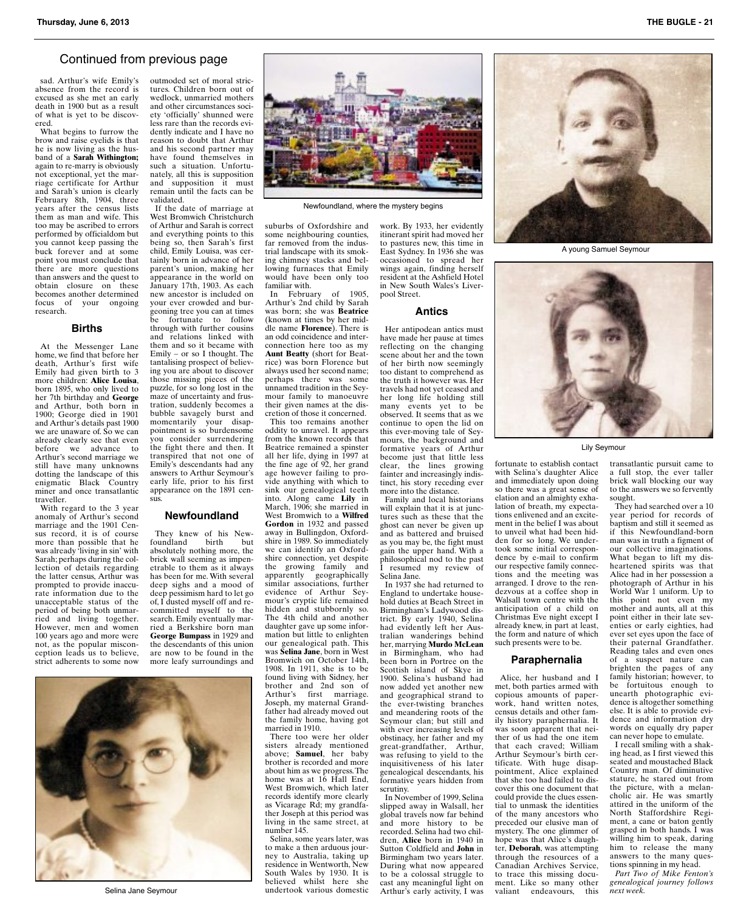## Continued from previous page

sad. Arthur's wife Emily's absence from the record is excused as she met an early death in 1900 but as a result of what is yet to be discovered.

What begins to furrow the brow and raise eyelids is that he is now living as the husband of a **Sarah Withington;** again to re-marry is obviously not exceptional, yet the marriage certificate for Arthur and Sarah's union is clearly February 8th, 1904, three years after the census lists them as man and wife. This too may be ascribed to errors performed by officialdom but you cannot keep passing the buck forever and at some point you must conclude that there are more questions than answers and the quest to obtain closure on these becomes another determined focus of your ongoing research.

### Births

At the Messenger Lane home, we find that before her death, Arthur's first wife Emily had given birth to 3 more children: **Alice Louisa**, born 1895, who only lived to her 7th birthday and **George** and Arthur, both born in 1900; George died in 1901 and Arthur's details past 1900 we are unaware of. So we can already clearly see that even before we advance to Arthur's second marriage we still have many unknowns dotting the landscape of this enigmatic Black Country miner and once transatlantic traveller.

With regard to the 3 year anomaly of Arthur's second marriage and the 1901 Census record, it is of course more than possible that he was already 'living in sin' with Sarah; perhaps during the collection of details regarding the latter census, Arthur was prompted to provide inaccurate information due to the unacceptable status of the period of being both unmarried and living together. However, men and women 100 years ago and more were not, as the popular misconception leads us to believe, strict adherents to some now outmoded set of moral strictures. Children born out of wedlock, unmarried mothers and other circumstances society 'officially' shunned were less rare than the records evidently indicate and I have no reason to doubt that Arthur and his second partner may have found themselves in such a situation. Unfortunately, all this is supposition and supposition it must remain until the facts can be validated.

If the date of marriage at West Bromwich Christchurch of Arthur and Sarah is correct and everything points to this being so, then Sarah's first child, Emily Louisa, was certainly born in advance of her parent's union, making her appearance in the world on January 17th, 1903. As each new ancestor is included on your ever crowded and burgeoning tree you can at times be fortunate to follow through with further cousins and relations linked with them and so it became with Emily – or so I thought. The tantalising prospect of believing you are about to discover those missing pieces of the puzzle, for so long lost in the maze of uncertainty and frustration, suddenly becomes a bubble savagely burst and momentarily your disappointment is so burdensome you consider surrendering the fight there and then. It transpired that not one of Emily's descendants had any answers to Arthur Seymour's early life, prior to his first appearance on the 1891 census.

### Newfoundland

They knew of his Newfoundland birth but absolutely nothing more, the brick wall seeming as impenetrable to them as it always has been for me. With several deep sighs and a mood of deep pessimism hard to let go of, I dusted myself off and recommitted myself to the search. Emily eventually married a Berkshire born man **George Bumpass** in 1929 and the descendants of this union are now to be found in the more leafy surroundings and suburbs of Oxfordshire and some neighbouring counties, far removed from the industrial landscape with its smoking chimney stacks and bellowing furnaces that Emily would have been only too familiar with.

Newfoundland, where the mystery begins

Selina Jane Seymour

In February of 1905, Arthur's 2nd child by Sarah was born; she was **Beatrice** (known at times by her middle name **Florence**). There is an odd coincidence and interconnection here too as my **Aunt Beatty** (short for Beatrice) was born Florence but always used her second name; perhaps there was some unnamed tradition in the Seymour family to manoeuvre their given names at the discretion of those it concerned.

This too remains another oddity to unravel. It appears from the known records that Beatrice remained a spinster all her life, dying in 1997 at the fine age of 92, her grand age however failing to provide anything with which to sink our genealogical teeth into. Along came **Lily** in March, 1906; she married in West Bromwich to a **Wilfred Gordon** in 1932 and passed away in Bullingdon, Oxfordshire in 1989. So immediately we can identify an Oxfordshire connection, yet despite the growing family and apparently geographically similar associations, further evidence of Arthur Seymour's cryptic life remained hidden and stubbornly so. The 4th child and another daughter gave up some information but little to enlighten our genealogical path. This was **Selina Jane**, born in West Bromwich on October 14th, 1908. In 1911, she is to be found living with Sidney, her brother and 2nd son of Arthur's first marriage. Joseph, my maternal Grandfather had already moved out of the family home, having got married in 1910.

There too were her older sisters already mentioned above; **Samuel**, her baby brother is recorded and more about him as we progress. The home was at 16 Hall End, West Bromwich, which later records identify more clearly as Vicarage Rd; my grandfather Joseph at this period was living in the same street, at number 145.

Selina, some years later, was to make a then arduous journey to Australia, taking up residence in Wentworth, New South Wales by 1930. It is believed whilst here she undertook various domestic work. By 1933, her evidently itinerant spirit had moved her to pastures new, this time in East Sydney. In 1936 she was occasioned to spread her wings again, finding herself resident at the Ashfield Hotel in New South Wales's Liverpool Street.

### Antics

Her antipodean antics must have made her pause at times reflecting on the changing scene about her and the town of her birth now seemingly too distant to comprehend as the truth it however was. Her travels had not yet ceased and her long life holding still many events yet to be observed. It seems that as we continue to open the lid on this ever-moving tale of Seymours, the background and formative years of Arthur become just that little less clear, the lines growing fainter and increasingly indistinct, his story receding ever more into the distance.

Family and local historians will explain that it is at junctures such as these that the ghost can never be given up and as battered and bruised as you may be, the fight must gain the upper hand. With a philosophical nod to the past I resumed my review of Selina Jane.

In 1937 she had returned to England to undertake household duties at Beach Street in Birmingham's Ladywood district. By early 1940, Selina had evidently left her Australian wanderings behind her, marrying **Murdo McLean** in Birmingham, who had been born in Portree on the Scottish island of Skye in 1900. Selina's husband had now added yet another new and geographical strand to the ever-twisting branches and meandering roots of the Seymour clan; but still and with ever increasing levels of obstinacy, her father and my great-grandfather, Arthur, was refusing to yield to the inquisitiveness of his later genealogical descendants, his formative years hidden from scrutiny.

In November of 1999, Selina slipped away in Walsall, her global travels now far behind and more history to be recorded. Selina had two children, **Alice** born in 1940 in Sutton Coldfield and **John** in Birmingham two years later. During what now appeared to be a colossal struggle to cast any meaningful light on Arthur's early activity, I was fortunate to establish contact with Selina's daughter Alice and immediately upon doing so there was a great sense of elation and an almighty exhalation of breath, my expectations enlivened and an excitement in the belief I was about to unveil what had been hidden for so long. We undertook some initial correspondence by e-mail to confirm our respective family connections and the meeting was arranged. I drove to the rendezvous at a coffee shop in Walsall town centre with the anticipation of a child on Christmas Eve night except I already knew, in part at least, the form and nature of which such presents were to be.

A young Samuel Seymour

Lily Seymour

### Paraphernalia

Alice, her husband and I met, both parties armed with copious amounts of paperwork, hand written notes, census details and other family history paraphernalia. It was soon apparent that neither of us had the one item that each craved; William Arthur Seymour's birth certificate. With huge disappointment, Alice explained that she too had failed to discover this one document that could provide the clues essential to unmask the identities of the many ancestors who preceded our elusive man of mystery. The one glimmer of hope was that Alice's daughter, **Deborah**, was attempting through the resources of a Canadian Archives Service, to trace this missing document. Like so many other valiant endeavours, this transatlantic pursuit came to a full stop, the ever taller brick wall blocking our way to the answers we so fervently sought.

They had searched over a 10 year period for records of baptism and still it seemed as if this Newfoundland-born man was in truth a figment of our collective imaginations. What began to lift my disheartened spirits was that Alice had in her possession a photograph of Arthur in his World War 1 uniform. Up to this point not even my mother and aunts, all at this point either in their late seventies or early eighties, had ever set eyes upon the face of their paternal Grandfather. Reading tales and even ones of a suspect nature can brighten the pages of any family historian; however, to be fortuitous enough to unearth photographic evidence is altogether something else. It is able to provide evidence and information dry words on equally dry paper can never hope to emulate.

I recall smiling with a shaking head, as I first viewed this seated and moustached Black Country man. Of diminutive stature, he stared out from the picture, with a melancholic air. He was smartly attired in the uniform of the North Staffordshire Regiment, a cane or baton gently grasped in both hands. I was willing him to speak, daring him to release the many answers to the many questions spinning in my head.

*Part Two of Mike Fenton's genealogical journey follows next week.*